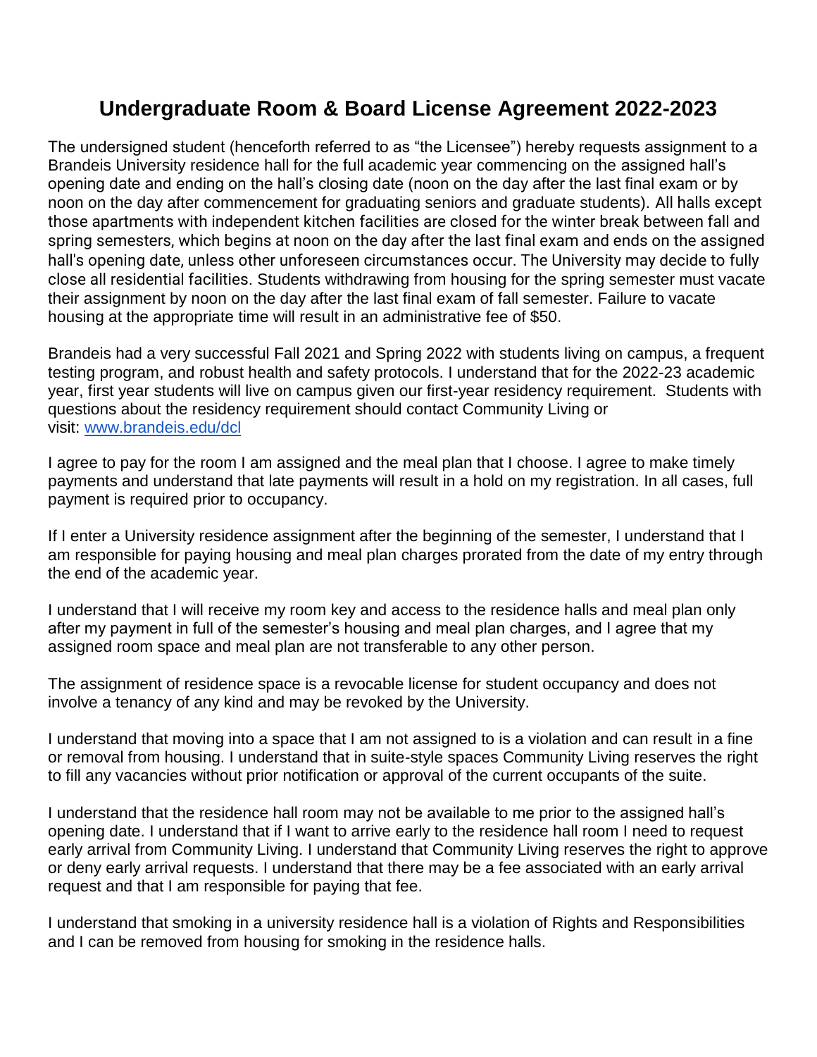# Undergraduate Room & Board License Agreement 2022-2023

The undersigned student (henceforth referred to as "the Licensee") hereby requests assignment to a Brandeis University residence hall for the full academic year commencing on the assigned hall's opening date and ending on the hall's closing date (noon on the day after the last final exam or by noon on the day after commencement for graduating seniors and graduate students). All halls except those apartments with independent kitchen facilities are closed for the winter break between fall and spring semesters, which begins at noon on the day after the last final exam and ends on the assigned hall's opening date, unless other unforeseen circumstances occur. The University may decide to fully close all residential facilities. Students withdrawing from housing for the spring semester must vacate their assignment by noon on the day after the last final exam of fall semester. Failure to vacate housing at the appropriate time will result in an administrative fee of $50.

Brandeis had a very successful Fall 2021 and Spring 2022 with students living on campus, a frequent testing program, and robust health and safety protocols. I understand that for the 2022-23 academic year, first year students will live on campus given our first-year residency requirement. Students with questions about the residency requirement should contact Community Living or visit: [www.brandeis.edu/dcl](http://www.brandeis.edu/dcl)

I agree to pay for the room I am assigned and the meal plan that I choose. I agree to make timely payments and understand that late payments will result in a hold on my registration. In all cases, full payment is required prior to occupancy.

If I enter a University residence assignment after the beginning of the semester, I understand that I am responsible for paying housing and meal plan charges prorated from the date of my entry through the end of the academic year.

I understand that I will receive my room key and access to the residence halls and meal plan only after my payment in full of the semester's housing and meal plan charges, and I agree that my assigned room space and meal plan are not transferable to any other person.

The assignment of residence space is a revocable license for student occupancy and does not involve a tenancy of any kind and may be revoked by the University.

I understand that moving into a space that I am not assigned to is a violation and can result in a fine or removal from housing. I understand that in suite-style spaces Community Living reserves the right to fill any vacancies without prior notification or approval of the current occupants of the suite.

I understand that the residence hall room may not be available to me prior to the assigned hall's opening date. I understand that if I want to arrive early to the residence hall room I need to request early arrival from Community Living. I understand that Community Living reserves the right to approve or deny early arrival requests. I understand that there may be a fee associated with an early arrival request and that I am responsible for paying that fee.

I understand that smoking in a university residence hall is a violation of Rights and Responsibilities and I can be removed from housing for smoking in the residence halls.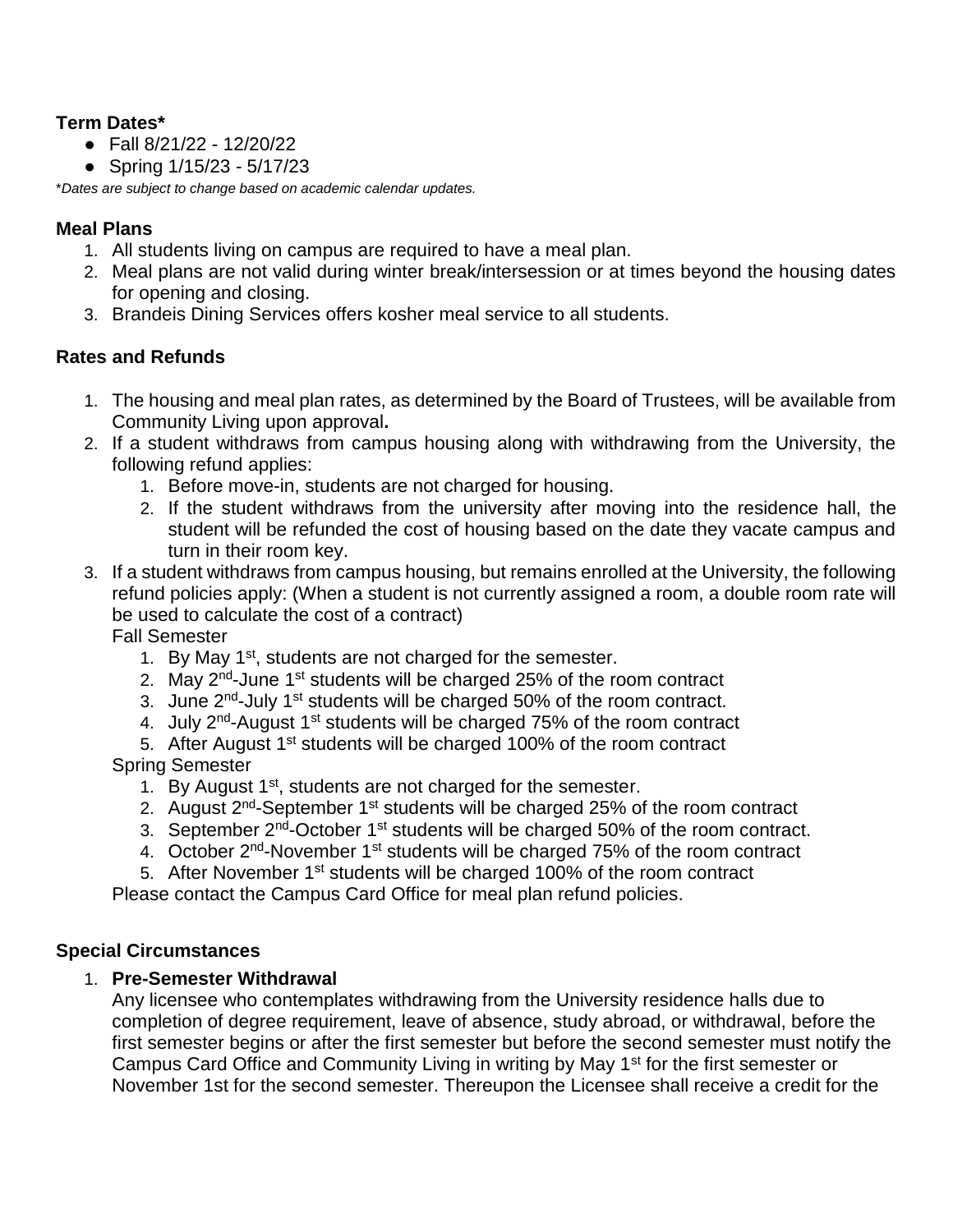**Term Dates***

- Fall 8/21/22 - 12/20/22
- Spring 1/15/23 - 5/17/23

**Dates are subject to change based on academic calendar updates.*

**Meal Plans**

1. All students living on campus are required to have a meal plan.
2. Meal plans are not valid during winter break/intersession or at times beyond the housing dates for opening and closing.
3. Brandeis Dining Services offers kosher meal service to all students.

**Rates and Refunds**

1. The housing and meal plan rates, as determined by the Board of Trustees, will be available from Community Living upon approval**.**
2. If a student withdraws from campus housing along with withdrawing from the University, the following refund applies:
   1. Before move-in, students are not charged for housing.
   2. If the student withdraws from the university after moving into the residence hall, the student will be refunded the cost of housing based on the date they vacate campus and turn in their room key.
3. If a student withdraws from campus housing, but remains enrolled at the University, the following refund policies apply: (When a student is not currently assigned a room, a double room rate will be used to calculate the cost of a contract)

   Fall Semester
   1. By May 1st, students are not charged for the semester.
   2. May 2nd-June 1st students will be charged 25% of the room contract
   3. June 2nd-July 1st students will be charged 50% of the room contract.
   4. July 2nd-August 1st students will be charged 75% of the room contract
   5. After August 1st students will be charged 100% of the room contract

   Spring Semester
   1. By August 1st, students are not charged for the semester.
   2. August 2nd-September 1st students will be charged 25% of the room contract
   3. September 2nd-October 1st students will be charged 50% of the room contract.
   4. October 2nd-November 1st students will be charged 75% of the room contract
   5. After November 1st students will be charged 100% of the room contract

   Please contact the Campus Card Office for meal plan refund policies.

**Special Circumstances**

1. **Pre-Semester Withdrawal**

   Any licensee who contemplates withdrawing from the University residence halls due to completion of degree requirement, leave of absence, study abroad, or withdrawal, before the first semester begins or after the first semester but before the second semester must notify the Campus Card Office and Community Living in writing by May 1st for the first semester or November 1st for the second semester. Thereupon the Licensee shall receive a credit for the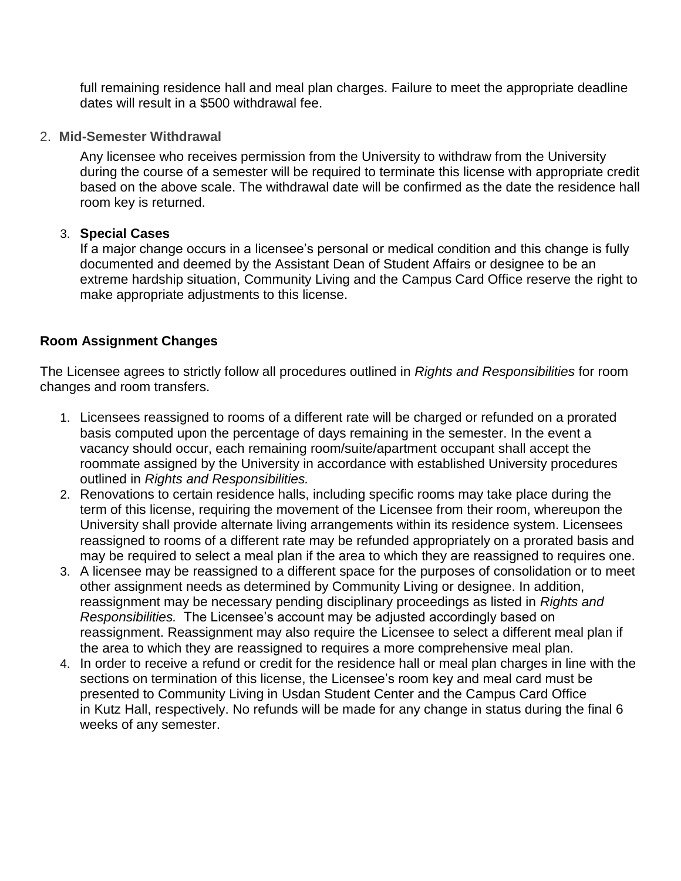full remaining residence hall and meal plan charges. Failure to meet the appropriate deadline dates will result in a $500 withdrawal fee.

2. **Mid-Semester Withdrawal**

   Any licensee who receives permission from the University to withdraw from the University during the course of a semester will be required to terminate this license with appropriate credit based on the above scale. The withdrawal date will be confirmed as the date the residence hall room key is returned.

3. **Special Cases**

   If a major change occurs in a licensee's personal or medical condition and this change is fully documented and deemed by the Assistant Dean of Student Affairs or designee to be an extreme hardship situation, Community Living and the Campus Card Office reserve the right to make appropriate adjustments to this license.

## Room Assignment Changes

The Licensee agrees to strictly follow all procedures outlined in *Rights and Responsibilities* for room changes and room transfers.

1. Licensees reassigned to rooms of a different rate will be charged or refunded on a prorated basis computed upon the percentage of days remaining in the semester. In the event a vacancy should occur, each remaining room/suite/apartment occupant shall accept the roommate assigned by the University in accordance with established University procedures outlined in *Rights and Responsibilities.*
2. Renovations to certain residence halls, including specific rooms may take place during the term of this license, requiring the movement of the Licensee from their room, whereupon the University shall provide alternate living arrangements within its residence system. Licensees reassigned to rooms of a different rate may be refunded appropriately on a prorated basis and may be required to select a meal plan if the area to which they are reassigned to requires one.
3. A licensee may be reassigned to a different space for the purposes of consolidation or to meet other assignment needs as determined by Community Living or designee. In addition, reassignment may be necessary pending disciplinary proceedings as listed in *Rights and Responsibilities.* The Licensee's account may be adjusted accordingly based on reassignment. Reassignment may also require the Licensee to select a different meal plan if the area to which they are reassigned to requires a more comprehensive meal plan.
4. In order to receive a refund or credit for the residence hall or meal plan charges in line with the sections on termination of this license, the Licensee's room key and meal card must be presented to Community Living in Usdan Student Center and the Campus Card Office in Kutz Hall, respectively. No refunds will be made for any change in status during the final 6 weeks of any semester.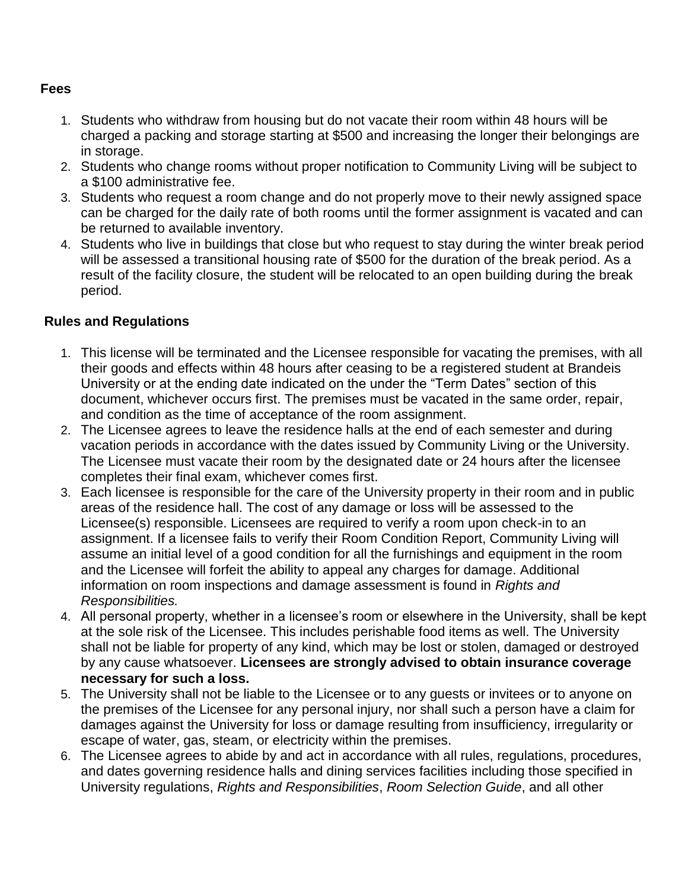### Fees

1. Students who withdraw from housing but do not vacate their room within 48 hours will be charged a packing and storage starting at $500 and increasing the longer their belongings are in storage.
2. Students who change rooms without proper notification to Community Living will be subject to a $100 administrative fee.
3. Students who request a room change and do not properly move to their newly assigned space can be charged for the daily rate of both rooms until the former assignment is vacated and can be returned to available inventory.
4. Students who live in buildings that close but who request to stay during the winter break period will be assessed a transitional housing rate of $500 for the duration of the break period. As a result of the facility closure, the student will be relocated to an open building during the break period.

### Rules and Regulations

1. This license will be terminated and the Licensee responsible for vacating the premises, with all their goods and effects within 48 hours after ceasing to be a registered student at Brandeis University or at the ending date indicated on the under the "Term Dates" section of this document, whichever occurs first. The premises must be vacated in the same order, repair, and condition as the time of acceptance of the room assignment.
2. The Licensee agrees to leave the residence halls at the end of each semester and during vacation periods in accordance with the dates issued by Community Living or the University. The Licensee must vacate their room by the designated date or 24 hours after the licensee completes their final exam, whichever comes first.
3. Each licensee is responsible for the care of the University property in their room and in public areas of the residence hall. The cost of any damage or loss will be assessed to the Licensee(s) responsible. Licensees are required to verify a room upon check-in to an assignment. If a licensee fails to verify their Room Condition Report, Community Living will assume an initial level of a good condition for all the furnishings and equipment in the room and the Licensee will forfeit the ability to appeal any charges for damage. Additional information on room inspections and damage assessment is found in *Rights and Responsibilities.*
4. All personal property, whether in a licensee's room or elsewhere in the University, shall be kept at the sole risk of the Licensee. This includes perishable food items as well. The University shall not be liable for property of any kind, which may be lost or stolen, damaged or destroyed by any cause whatsoever. **Licensees are strongly advised to obtain insurance coverage necessary for such a loss.**
5. The University shall not be liable to the Licensee or to any guests or invitees or to anyone on the premises of the Licensee for any personal injury, nor shall such a person have a claim for damages against the University for loss or damage resulting from insufficiency, irregularity or escape of water, gas, steam, or electricity within the premises.
6. The Licensee agrees to abide by and act in accordance with all rules, regulations, procedures, and dates governing residence halls and dining services facilities including those specified in University regulations, *Rights and Responsibilities*, *Room Selection Guide*, and all other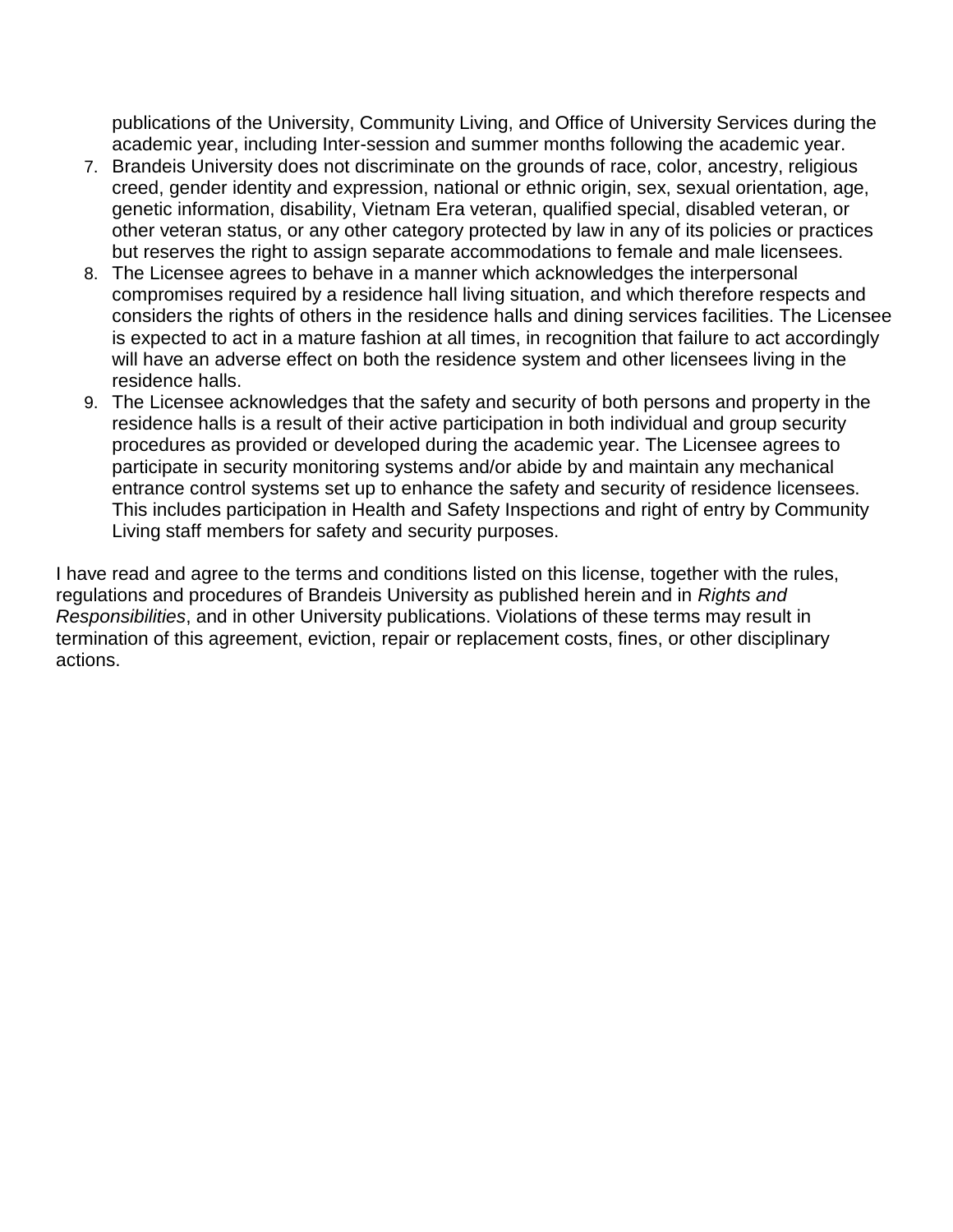publications of the University, Community Living, and Office of University Services during the academic year, including Inter-session and summer months following the academic year.

7. Brandeis University does not discriminate on the grounds of race, color, ancestry, religious creed, gender identity and expression, national or ethnic origin, sex, sexual orientation, age, genetic information, disability, Vietnam Era veteran, qualified special, disabled veteran, or other veteran status, or any other category protected by law in any of its policies or practices but reserves the right to assign separate accommodations to female and male licensees.
8. The Licensee agrees to behave in a manner which acknowledges the interpersonal compromises required by a residence hall living situation, and which therefore respects and considers the rights of others in the residence halls and dining services facilities. The Licensee is expected to act in a mature fashion at all times, in recognition that failure to act accordingly will have an adverse effect on both the residence system and other licensees living in the residence halls.
9. The Licensee acknowledges that the safety and security of both persons and property in the residence halls is a result of their active participation in both individual and group security procedures as provided or developed during the academic year. The Licensee agrees to participate in security monitoring systems and/or abide by and maintain any mechanical entrance control systems set up to enhance the safety and security of residence licensees. This includes participation in Health and Safety Inspections and right of entry by Community Living staff members for safety and security purposes.

I have read and agree to the terms and conditions listed on this license, together with the rules, regulations and procedures of Brandeis University as published herein and in *Rights and Responsibilities*, and in other University publications. Violations of these terms may result in termination of this agreement, eviction, repair or replacement costs, fines, or other disciplinary actions.